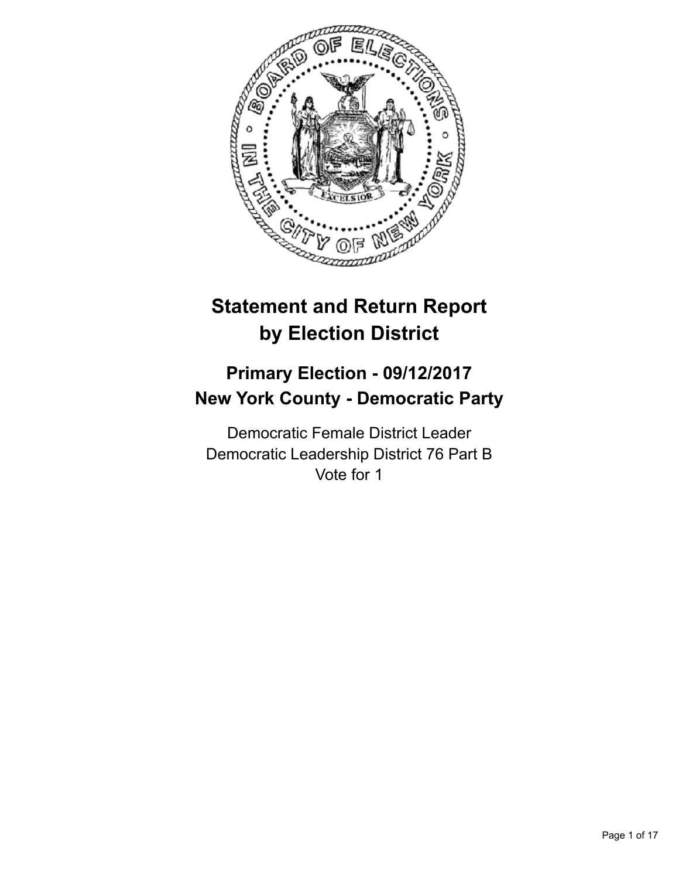# Statement and Return Report by Election District

## Primary Election - 09/12/2017
## New York County - Democratic Party

Democratic Female District Leader
Democratic Leadership District 76 Part B
Vote for 1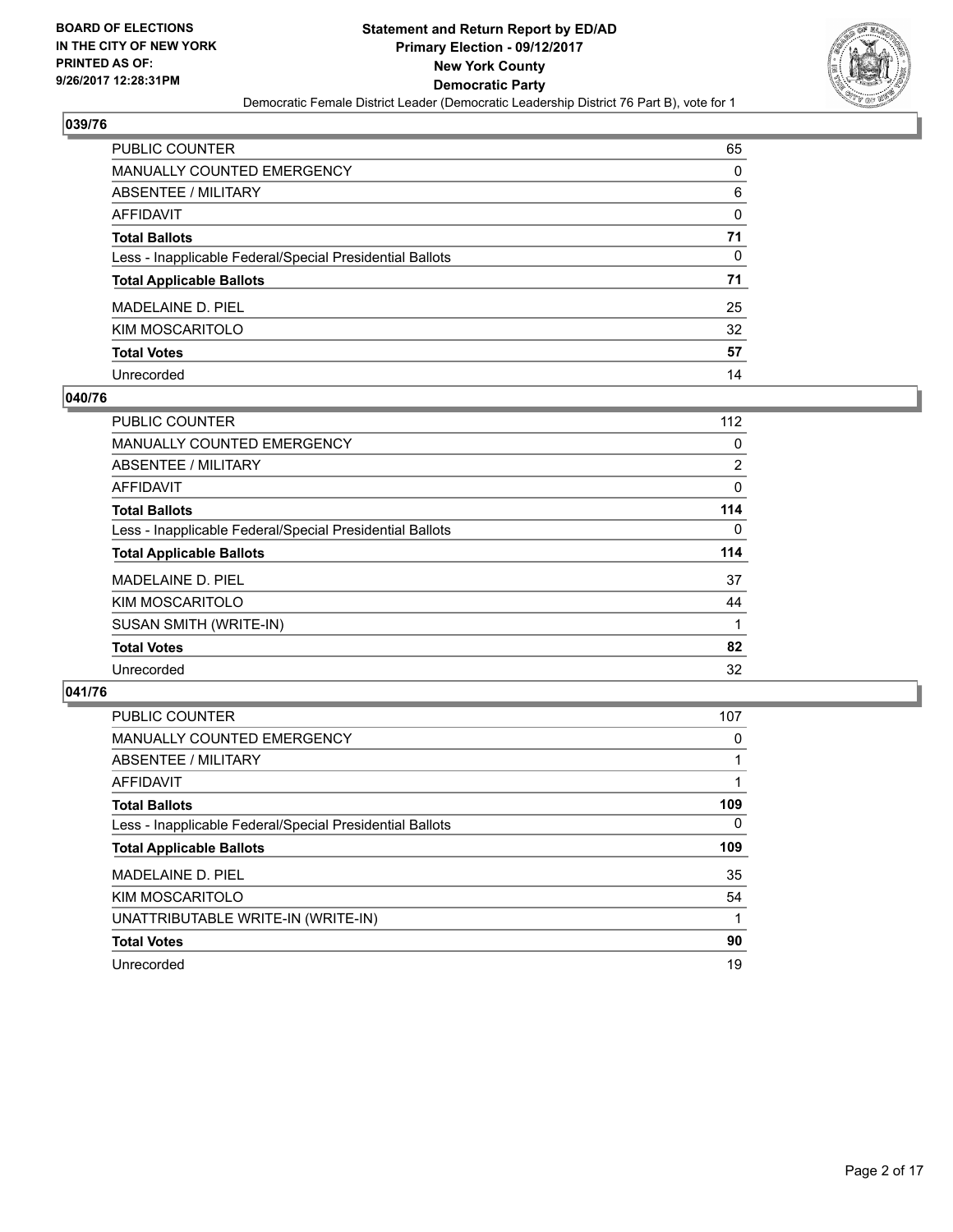## 039/76

| | |
|---|---|
| PUBLIC COUNTER | 65 |
| MANUALLY COUNTED EMERGENCY | 0 |
| ABSENTEE / MILITARY | 6 |
| AFFIDAVIT | 0 |
| **Total Ballots** | **71** |
| Less - Inapplicable Federal/Special Presidential Ballots | 0 |
| **Total Applicable Ballots** | **71** |
| MADELAINE D. PIEL | 25 |
| KIM MOSCARITOLO | 32 |
| **Total Votes** | **57** |
| Unrecorded | 14 |

## 040/76

| | |
|---|---|
| PUBLIC COUNTER | 112 |
| MANUALLY COUNTED EMERGENCY | 0 |
| ABSENTEE / MILITARY | 2 |
| AFFIDAVIT | 0 |
| **Total Ballots** | **114** |
| Less - Inapplicable Federal/Special Presidential Ballots | 0 |
| **Total Applicable Ballots** | **114** |
| MADELAINE D. PIEL | 37 |
| KIM MOSCARITOLO | 44 |
| SUSAN SMITH (WRITE-IN) | 1 |
| **Total Votes** | **82** |
| Unrecorded | 32 |

## 041/76

| | |
|---|---|
| PUBLIC COUNTER | 107 |
| MANUALLY COUNTED EMERGENCY | 0 |
| ABSENTEE / MILITARY | 1 |
| AFFIDAVIT | 1 |
| **Total Ballots** | **109** |
| Less - Inapplicable Federal/Special Presidential Ballots | 0 |
| **Total Applicable Ballots** | **109** |
| MADELAINE D. PIEL | 35 |
| KIM MOSCARITOLO | 54 |
| UNATTRIBUTABLE WRITE-IN (WRITE-IN) | 1 |
| **Total Votes** | **90** |
| Unrecorded | 19 |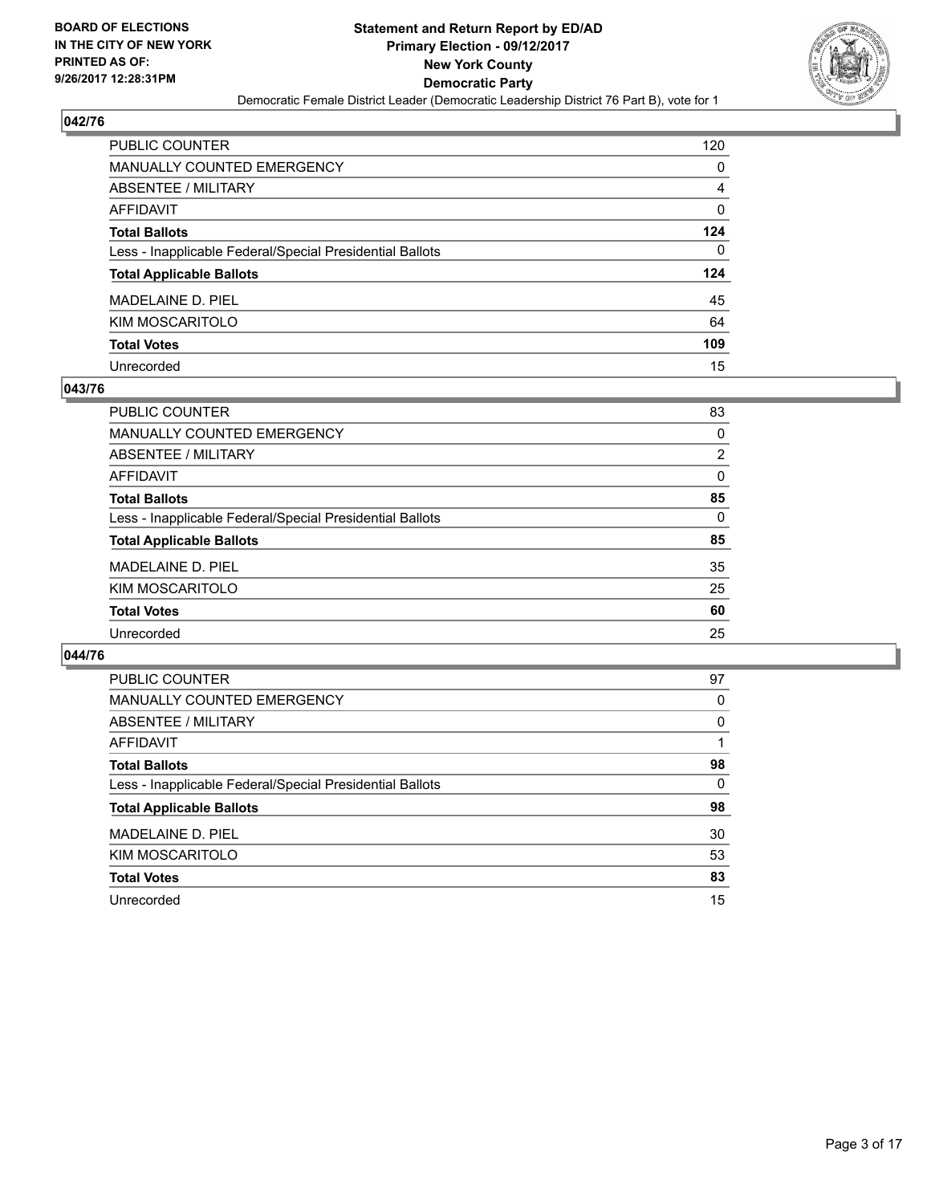**BOARD OF ELECTIONS IN THE CITY OF NEW YORK PRINTED AS OF: 9/26/2017 12:28:31PM**

**Statement and Return Report by ED/AD Primary Election - 09/12/2017 New York County Democratic Party**

Democratic Female District Leader (Democratic Leadership District 76 Part B), vote for 1

### 042/76

| | |
|---|---|
| PUBLIC COUNTER | 120 |
| MANUALLY COUNTED EMERGENCY | 0 |
| ABSENTEE / MILITARY | 4 |
| AFFIDAVIT | 0 |
| **Total Ballots** | **124** |
| Less - Inapplicable Federal/Special Presidential Ballots | 0 |
| **Total Applicable Ballots** | **124** |
| MADELAINE D. PIEL | 45 |
| KIM MOSCARITOLO | 64 |
| **Total Votes** | **109** |
| Unrecorded | 15 |

### 043/76

| | |
|---|---|
| PUBLIC COUNTER | 83 |
| MANUALLY COUNTED EMERGENCY | 0 |
| ABSENTEE / MILITARY | 2 |
| AFFIDAVIT | 0 |
| **Total Ballots** | **85** |
| Less - Inapplicable Federal/Special Presidential Ballots | 0 |
| **Total Applicable Ballots** | **85** |
| MADELAINE D. PIEL | 35 |
| KIM MOSCARITOLO | 25 |
| **Total Votes** | **60** |
| Unrecorded | 25 |

### 044/76

| | |
|---|---|
| PUBLIC COUNTER | 97 |
| MANUALLY COUNTED EMERGENCY | 0 |
| ABSENTEE / MILITARY | 0 |
| AFFIDAVIT | 1 |
| **Total Ballots** | **98** |
| Less - Inapplicable Federal/Special Presidential Ballots | 0 |
| **Total Applicable Ballots** | **98** |
| MADELAINE D. PIEL | 30 |
| KIM MOSCARITOLO | 53 |
| **Total Votes** | **83** |
| Unrecorded | 15 |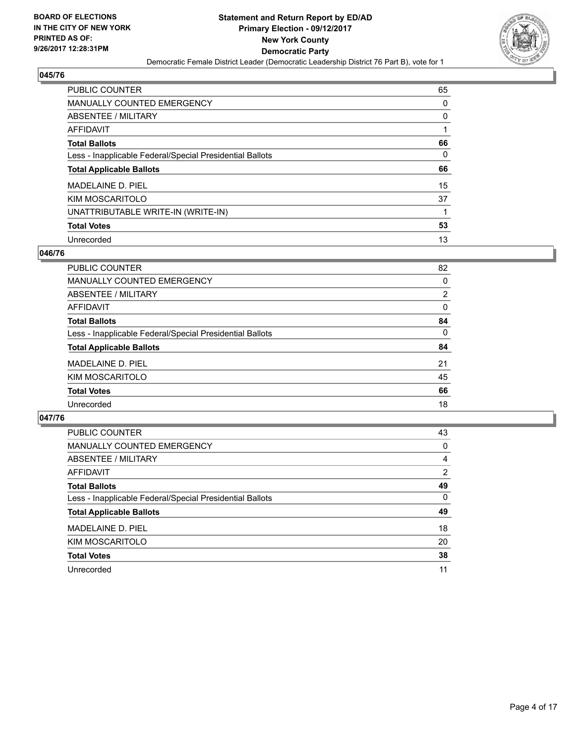**BOARD OF ELECTIONS IN THE CITY OF NEW YORK PRINTED AS OF: 9/26/2017 12:28:31PM**

# Statement and Return Report by ED/AD
## Primary Election - 09/12/2017
## New York County
## Democratic Party
### Democratic Female District Leader (Democratic Leadership District 76 Part B), vote for 1

### 045/76

| | |
|---|---|
| PUBLIC COUNTER | 65 |
| MANUALLY COUNTED EMERGENCY | 0 |
| ABSENTEE / MILITARY | 0 |
| AFFIDAVIT | 1 |
| **Total Ballots** | **66** |
| Less - Inapplicable Federal/Special Presidential Ballots | 0 |
| **Total Applicable Ballots** | **66** |
| MADELAINE D. PIEL | 15 |
| KIM MOSCARITOLO | 37 |
| UNATTRIBUTABLE WRITE-IN (WRITE-IN) | 1 |
| **Total Votes** | **53** |
| Unrecorded | 13 |

### 046/76

| | |
|---|---|
| PUBLIC COUNTER | 82 |
| MANUALLY COUNTED EMERGENCY | 0 |
| ABSENTEE / MILITARY | 2 |
| AFFIDAVIT | 0 |
| **Total Ballots** | **84** |
| Less - Inapplicable Federal/Special Presidential Ballots | 0 |
| **Total Applicable Ballots** | **84** |
| MADELAINE D. PIEL | 21 |
| KIM MOSCARITOLO | 45 |
| **Total Votes** | **66** |
| Unrecorded | 18 |

### 047/76

| | |
|---|---|
| PUBLIC COUNTER | 43 |
| MANUALLY COUNTED EMERGENCY | 0 |
| ABSENTEE / MILITARY | 4 |
| AFFIDAVIT | 2 |
| **Total Ballots** | **49** |
| Less - Inapplicable Federal/Special Presidential Ballots | 0 |
| **Total Applicable Ballots** | **49** |
| MADELAINE D. PIEL | 18 |
| KIM MOSCARITOLO | 20 |
| **Total Votes** | **38** |
| Unrecorded | 11 |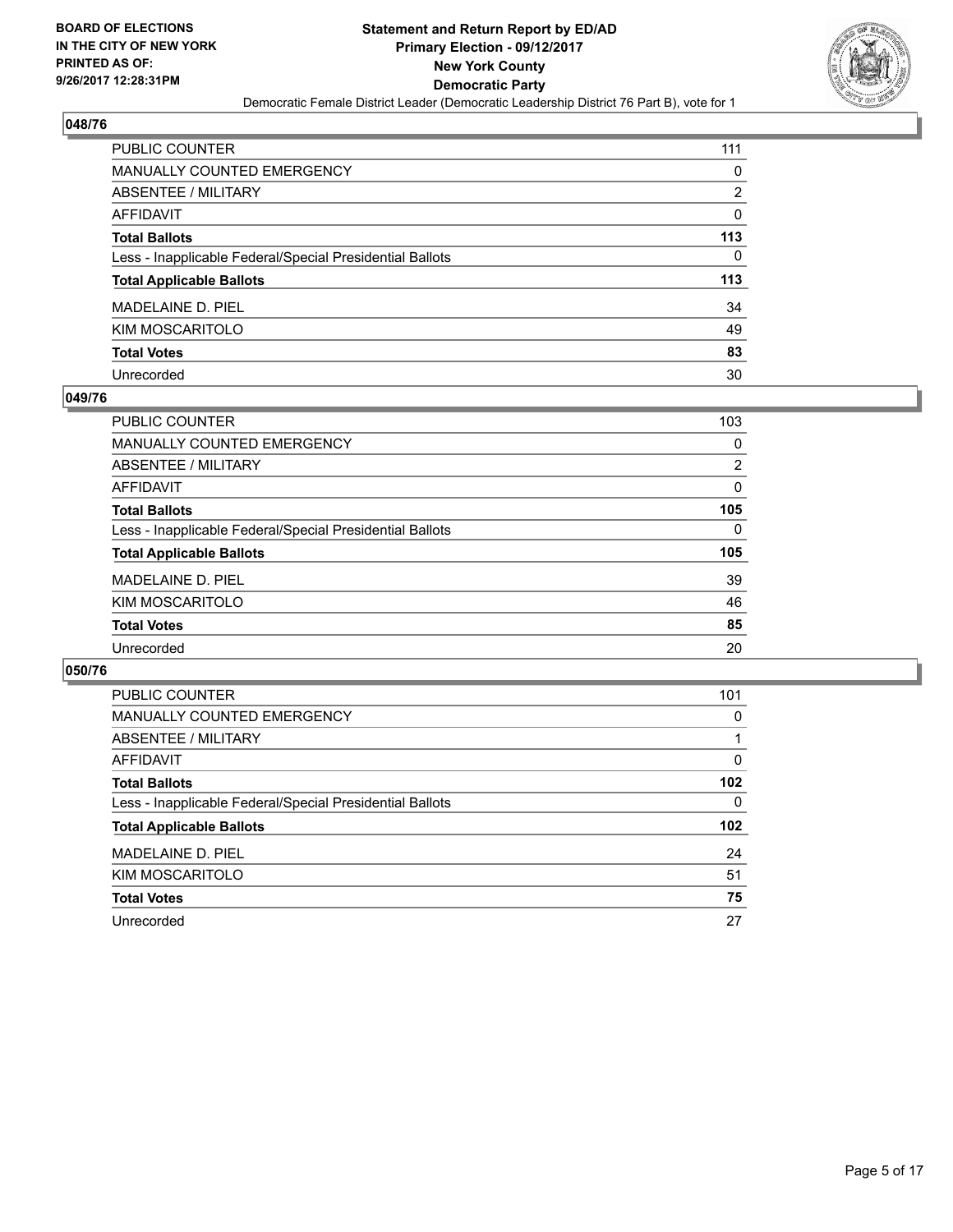BOARD OF ELECTIONS
IN THE CITY OF NEW YORK
PRINTED AS OF:
9/26/2017 12:28:31PM

**Statement and Return Report by ED/AD**
**Primary Election - 09/12/2017**
**New York County**
**Democratic Party**
Democratic Female District Leader (Democratic Leadership District 76 Part B), vote for 1

### 048/76

| | |
|---|---|
| PUBLIC COUNTER | 111 |
| MANUALLY COUNTED EMERGENCY | 0 |
| ABSENTEE / MILITARY | 2 |
| AFFIDAVIT | 0 |
| **Total Ballots** | **113** |
| Less - Inapplicable Federal/Special Presidential Ballots | 0 |
| **Total Applicable Ballots** | **113** |
| MADELAINE D. PIEL | 34 |
| KIM MOSCARITOLO | 49 |
| **Total Votes** | **83** |
| Unrecorded | 30 |

### 049/76

| | |
|---|---|
| PUBLIC COUNTER | 103 |
| MANUALLY COUNTED EMERGENCY | 0 |
| ABSENTEE / MILITARY | 2 |
| AFFIDAVIT | 0 |
| **Total Ballots** | **105** |
| Less - Inapplicable Federal/Special Presidential Ballots | 0 |
| **Total Applicable Ballots** | **105** |
| MADELAINE D. PIEL | 39 |
| KIM MOSCARITOLO | 46 |
| **Total Votes** | **85** |
| Unrecorded | 20 |

### 050/76

| | |
|---|---|
| PUBLIC COUNTER | 101 |
| MANUALLY COUNTED EMERGENCY | 0 |
| ABSENTEE / MILITARY | 1 |
| AFFIDAVIT | 0 |
| **Total Ballots** | **102** |
| Less - Inapplicable Federal/Special Presidential Ballots | 0 |
| **Total Applicable Ballots** | **102** |
| MADELAINE D. PIEL | 24 |
| KIM MOSCARITOLO | 51 |
| **Total Votes** | **75** |
| Unrecorded | 27 |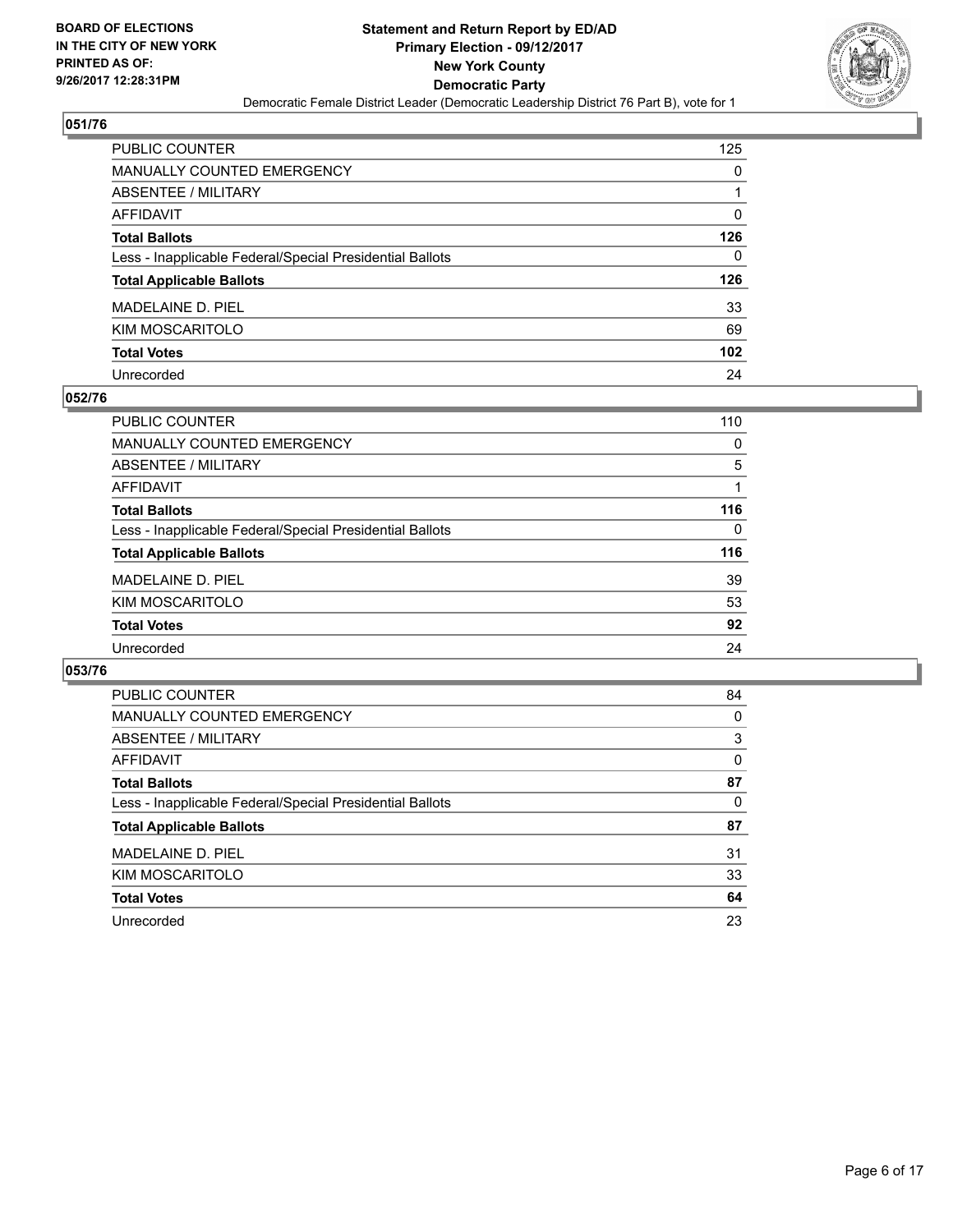**BOARD OF ELECTIONS IN THE CITY OF NEW YORK PRINTED AS OF: 9/26/2017 12:28:31PM**

**Statement and Return Report by ED/AD Primary Election - 09/12/2017 New York County Democratic Party**

Democratic Female District Leader (Democratic Leadership District 76 Part B), vote for 1

## 051/76

| | |
|---|---|
| PUBLIC COUNTER | 125 |
| MANUALLY COUNTED EMERGENCY | 0 |
| ABSENTEE / MILITARY | 1 |
| AFFIDAVIT | 0 |
| **Total Ballots** | **126** |
| Less - Inapplicable Federal/Special Presidential Ballots | 0 |
| **Total Applicable Ballots** | **126** |
| MADELAINE D. PIEL | 33 |
| KIM MOSCARITOLO | 69 |
| **Total Votes** | **102** |
| Unrecorded | 24 |

## 052/76

| | |
|---|---|
| PUBLIC COUNTER | 110 |
| MANUALLY COUNTED EMERGENCY | 0 |
| ABSENTEE / MILITARY | 5 |
| AFFIDAVIT | 1 |
| **Total Ballots** | **116** |
| Less - Inapplicable Federal/Special Presidential Ballots | 0 |
| **Total Applicable Ballots** | **116** |
| MADELAINE D. PIEL | 39 |
| KIM MOSCARITOLO | 53 |
| **Total Votes** | **92** |
| Unrecorded | 24 |

## 053/76

| | |
|---|---|
| PUBLIC COUNTER | 84 |
| MANUALLY COUNTED EMERGENCY | 0 |
| ABSENTEE / MILITARY | 3 |
| AFFIDAVIT | 0 |
| **Total Ballots** | **87** |
| Less - Inapplicable Federal/Special Presidential Ballots | 0 |
| **Total Applicable Ballots** | **87** |
| MADELAINE D. PIEL | 31 |
| KIM MOSCARITOLO | 33 |
| **Total Votes** | **64** |
| Unrecorded | 23 |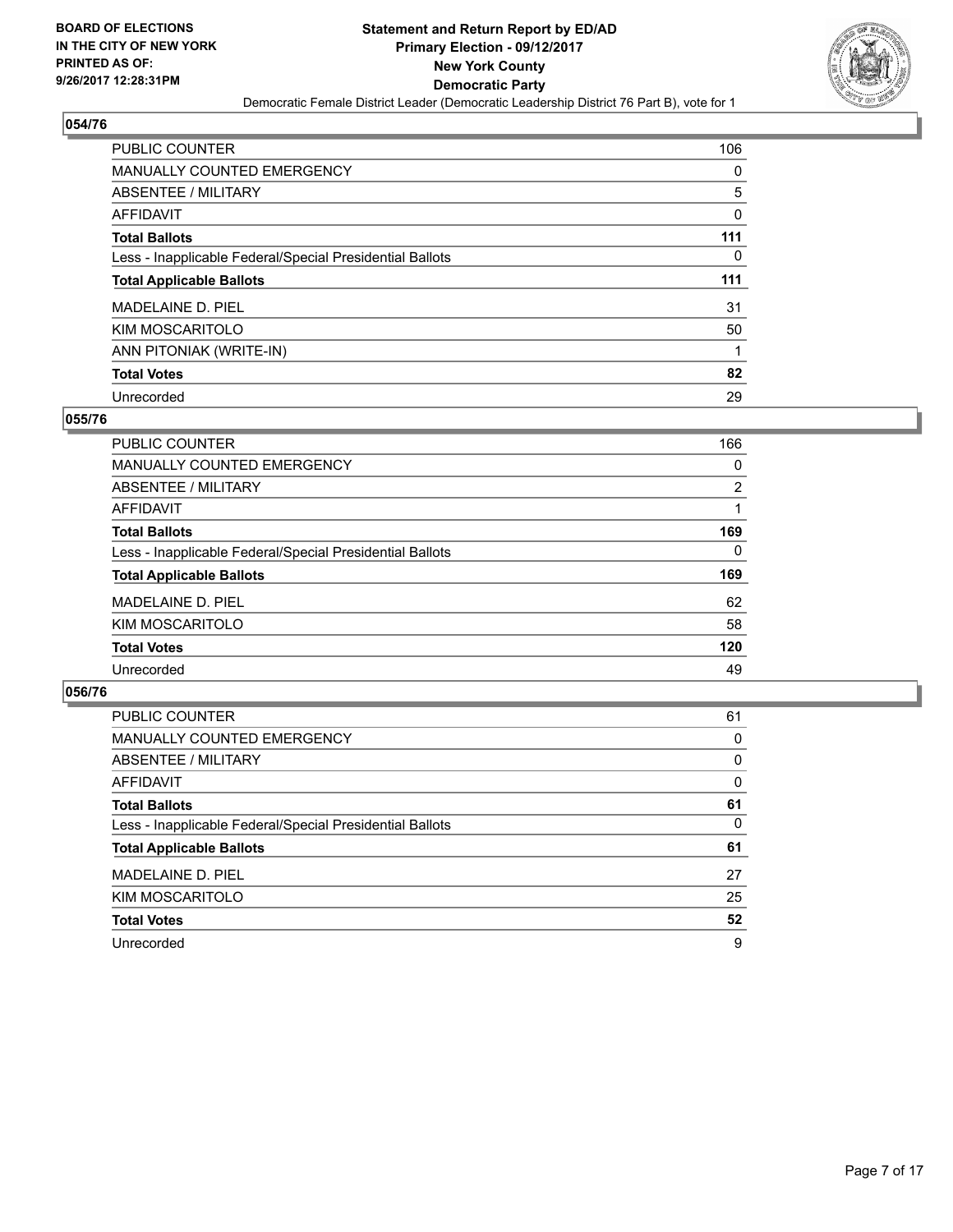## 054/76

| | |
|---|---|
| PUBLIC COUNTER | 106 |
| MANUALLY COUNTED EMERGENCY | 0 |
| ABSENTEE / MILITARY | 5 |
| AFFIDAVIT | 0 |
| **Total Ballots** | **111** |
| Less - Inapplicable Federal/Special Presidential Ballots | 0 |
| **Total Applicable Ballots** | **111** |
| MADELAINE D. PIEL | 31 |
| KIM MOSCARITOLO | 50 |
| ANN PITONIAK (WRITE-IN) | 1 |
| **Total Votes** | **82** |
| Unrecorded | 29 |

## 055/76

| | |
|---|---|
| PUBLIC COUNTER | 166 |
| MANUALLY COUNTED EMERGENCY | 0 |
| ABSENTEE / MILITARY | 2 |
| AFFIDAVIT | 1 |
| **Total Ballots** | **169** |
| Less - Inapplicable Federal/Special Presidential Ballots | 0 |
| **Total Applicable Ballots** | **169** |
| MADELAINE D. PIEL | 62 |
| KIM MOSCARITOLO | 58 |
| **Total Votes** | **120** |
| Unrecorded | 49 |

## 056/76

| | |
|---|---|
| PUBLIC COUNTER | 61 |
| MANUALLY COUNTED EMERGENCY | 0 |
| ABSENTEE / MILITARY | 0 |
| AFFIDAVIT | 0 |
| **Total Ballots** | **61** |
| Less - Inapplicable Federal/Special Presidential Ballots | 0 |
| **Total Applicable Ballots** | **61** |
| MADELAINE D. PIEL | 27 |
| KIM MOSCARITOLO | 25 |
| **Total Votes** | **52** |
| Unrecorded | 9 |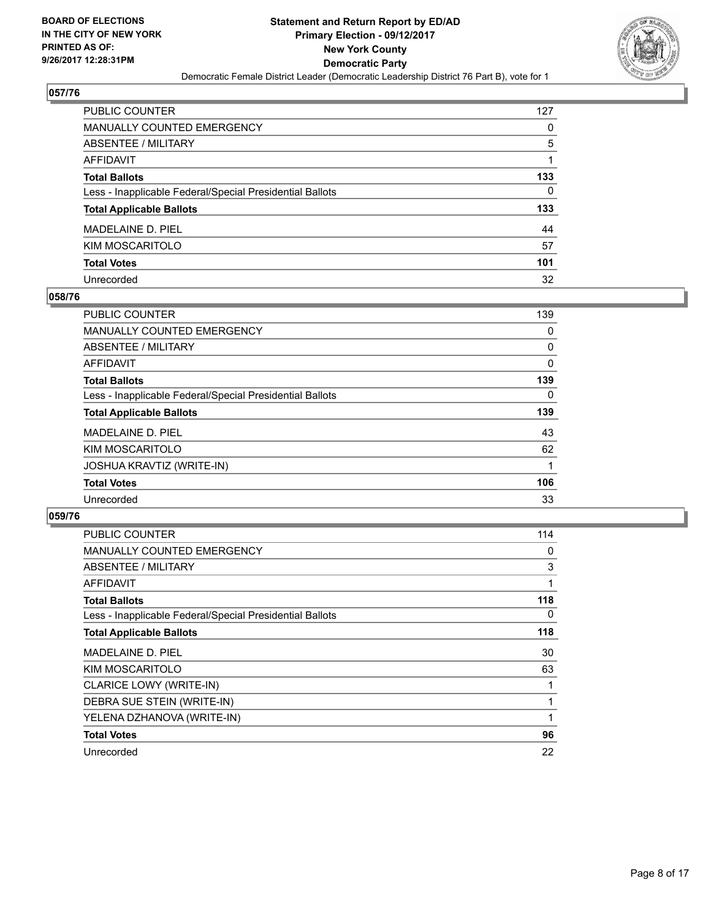## 057/76

| | |
|---|---|
| PUBLIC COUNTER | 127 |
| MANUALLY COUNTED EMERGENCY | 0 |
| ABSENTEE / MILITARY | 5 |
| AFFIDAVIT | 1 |
| **Total Ballots** | **133** |
| Less - Inapplicable Federal/Special Presidential Ballots | 0 |
| **Total Applicable Ballots** | **133** |
| MADELAINE D. PIEL | 44 |
| KIM MOSCARITOLO | 57 |
| **Total Votes** | **101** |
| Unrecorded | 32 |

## 058/76

| | |
|---|---|
| PUBLIC COUNTER | 139 |
| MANUALLY COUNTED EMERGENCY | 0 |
| ABSENTEE / MILITARY | 0 |
| AFFIDAVIT | 0 |
| **Total Ballots** | **139** |
| Less - Inapplicable Federal/Special Presidential Ballots | 0 |
| **Total Applicable Ballots** | **139** |
| MADELAINE D. PIEL | 43 |
| KIM MOSCARITOLO | 62 |
| JOSHUA KRAVTIZ (WRITE-IN) | 1 |
| **Total Votes** | **106** |
| Unrecorded | 33 |

## 059/76

| | |
|---|---|
| PUBLIC COUNTER | 114 |
| MANUALLY COUNTED EMERGENCY | 0 |
| ABSENTEE / MILITARY | 3 |
| AFFIDAVIT | 1 |
| **Total Ballots** | **118** |
| Less - Inapplicable Federal/Special Presidential Ballots | 0 |
| **Total Applicable Ballots** | **118** |
| MADELAINE D. PIEL | 30 |
| KIM MOSCARITOLO | 63 |
| CLARICE LOWY (WRITE-IN) | 1 |
| DEBRA SUE STEIN (WRITE-IN) | 1 |
| YELENA DZHANOVA (WRITE-IN) | 1 |
| **Total Votes** | **96** |
| Unrecorded | 22 |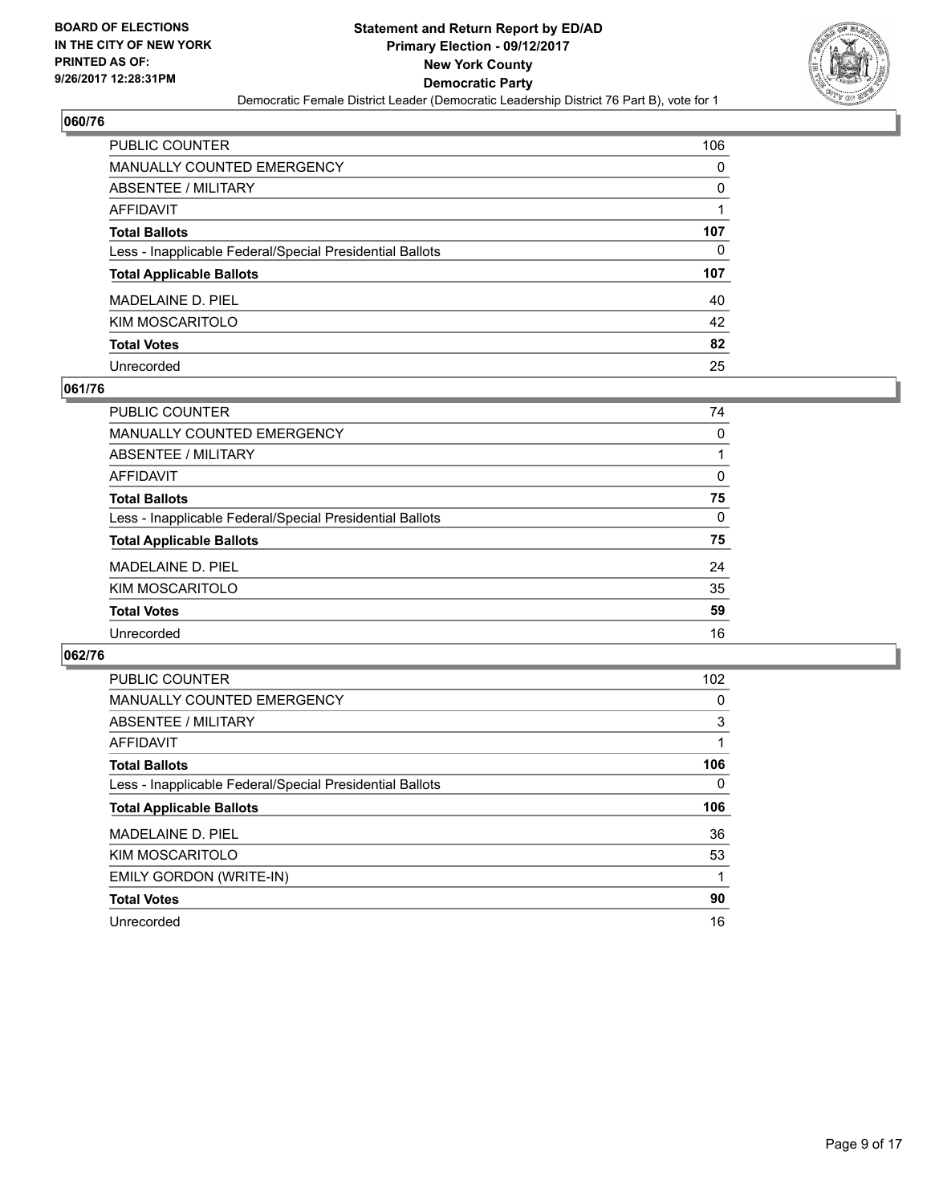**BOARD OF ELECTIONS IN THE CITY OF NEW YORK PRINTED AS OF: 9/26/2017 12:28:31PM**

**Statement and Return Report by ED/AD**
**Primary Election - 09/12/2017**
**New York County**
**Democratic Party**
Democratic Female District Leader (Democratic Leadership District 76 Part B), vote for 1

### 060/76

| | |
|---|---|
| PUBLIC COUNTER | 106 |
| MANUALLY COUNTED EMERGENCY | 0 |
| ABSENTEE / MILITARY | 0 |
| AFFIDAVIT | 1 |
| **Total Ballots** | **107** |
| Less - Inapplicable Federal/Special Presidential Ballots | 0 |
| **Total Applicable Ballots** | **107** |
| MADELAINE D. PIEL | 40 |
| KIM MOSCARITOLO | 42 |
| **Total Votes** | **82** |
| Unrecorded | 25 |

### 061/76

| | |
|---|---|
| PUBLIC COUNTER | 74 |
| MANUALLY COUNTED EMERGENCY | 0 |
| ABSENTEE / MILITARY | 1 |
| AFFIDAVIT | 0 |
| **Total Ballots** | **75** |
| Less - Inapplicable Federal/Special Presidential Ballots | 0 |
| **Total Applicable Ballots** | **75** |
| MADELAINE D. PIEL | 24 |
| KIM MOSCARITOLO | 35 |
| **Total Votes** | **59** |
| Unrecorded | 16 |

### 062/76

| | |
|---|---|
| PUBLIC COUNTER | 102 |
| MANUALLY COUNTED EMERGENCY | 0 |
| ABSENTEE / MILITARY | 3 |
| AFFIDAVIT | 1 |
| **Total Ballots** | **106** |
| Less - Inapplicable Federal/Special Presidential Ballots | 0 |
| **Total Applicable Ballots** | **106** |
| MADELAINE D. PIEL | 36 |
| KIM MOSCARITOLO | 53 |
| EMILY GORDON (WRITE-IN) | 1 |
| **Total Votes** | **90** |
| Unrecorded | 16 |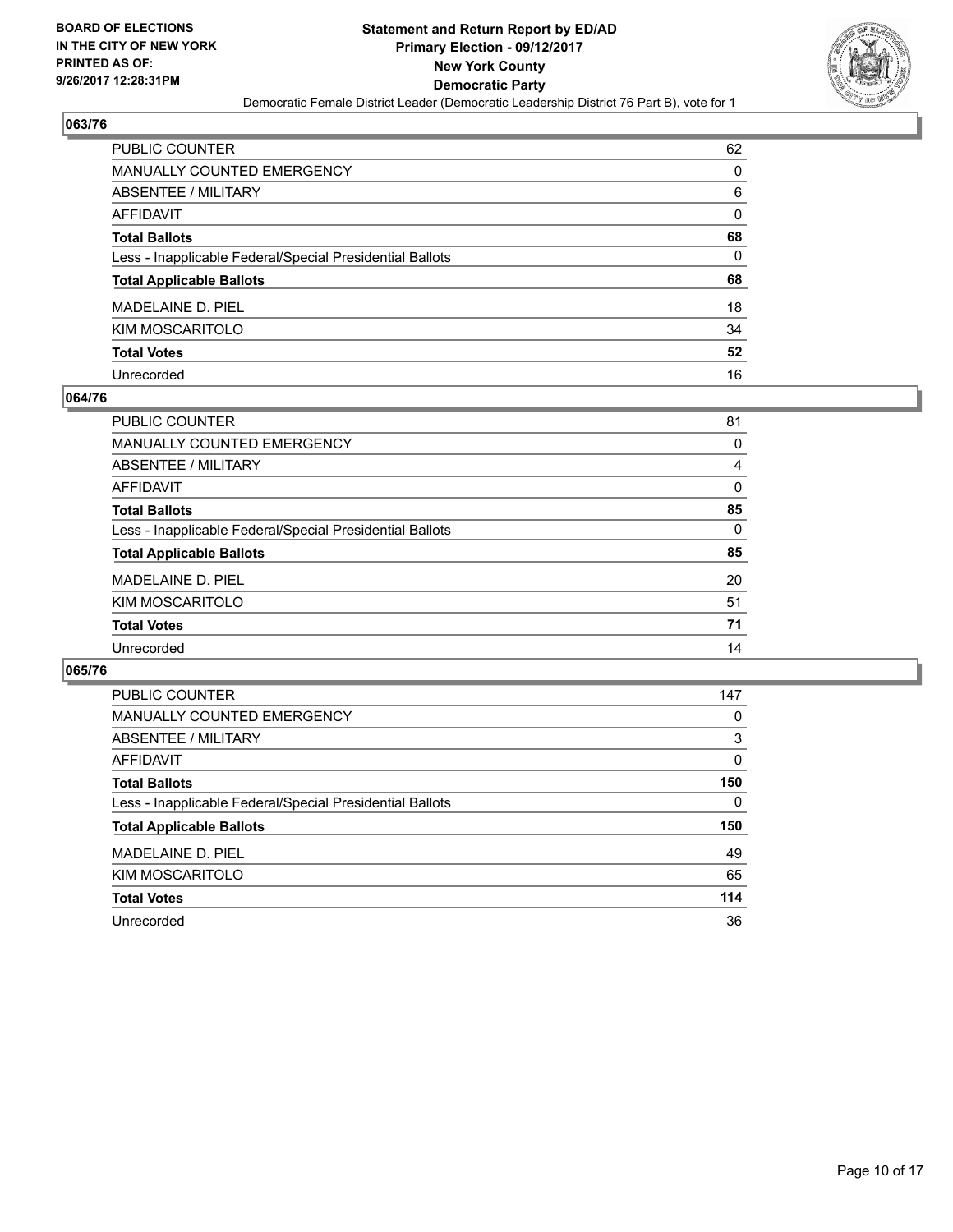**BOARD OF ELECTIONS IN THE CITY OF NEW YORK PRINTED AS OF: 9/26/2017 12:28:31PM**

# Statement and Return Report by ED/AD
## Primary Election - 09/12/2017
## New York County
## Democratic Party

Democratic Female District Leader (Democratic Leadership District 76 Part B), vote for 1

### 063/76

| | |
|---|---|
| PUBLIC COUNTER | 62 |
| MANUALLY COUNTED EMERGENCY | 0 |
| ABSENTEE / MILITARY | 6 |
| AFFIDAVIT | 0 |
| **Total Ballots** | **68** |
| Less - Inapplicable Federal/Special Presidential Ballots | 0 |
| **Total Applicable Ballots** | **68** |
| MADELAINE D. PIEL | 18 |
| KIM MOSCARITOLO | 34 |
| **Total Votes** | **52** |
| Unrecorded | 16 |

### 064/76

| | |
|---|---|
| PUBLIC COUNTER | 81 |
| MANUALLY COUNTED EMERGENCY | 0 |
| ABSENTEE / MILITARY | 4 |
| AFFIDAVIT | 0 |
| **Total Ballots** | **85** |
| Less - Inapplicable Federal/Special Presidential Ballots | 0 |
| **Total Applicable Ballots** | **85** |
| MADELAINE D. PIEL | 20 |
| KIM MOSCARITOLO | 51 |
| **Total Votes** | **71** |
| Unrecorded | 14 |

### 065/76

| | |
|---|---|
| PUBLIC COUNTER | 147 |
| MANUALLY COUNTED EMERGENCY | 0 |
| ABSENTEE / MILITARY | 3 |
| AFFIDAVIT | 0 |
| **Total Ballots** | **150** |
| Less - Inapplicable Federal/Special Presidential Ballots | 0 |
| **Total Applicable Ballots** | **150** |
| MADELAINE D. PIEL | 49 |
| KIM MOSCARITOLO | 65 |
| **Total Votes** | **114** |
| Unrecorded | 36 |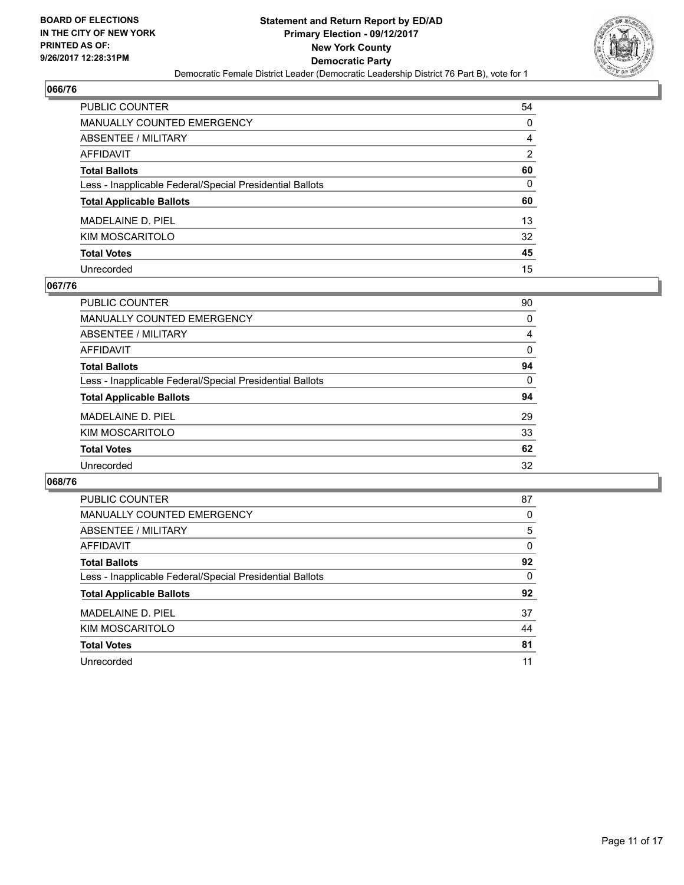**BOARD OF ELECTIONS IN THE CITY OF NEW YORK PRINTED AS OF: 9/26/2017 12:28:31PM**

**Statement and Return Report by ED/AD Primary Election - 09/12/2017 New York County Democratic Party**

Democratic Female District Leader (Democratic Leadership District 76 Part B), vote for 1

## 066/76

| | |
|---|---|
| PUBLIC COUNTER | 54 |
| MANUALLY COUNTED EMERGENCY | 0 |
| ABSENTEE / MILITARY | 4 |
| AFFIDAVIT | 2 |
| **Total Ballots** | **60** |
| Less - Inapplicable Federal/Special Presidential Ballots | 0 |
| **Total Applicable Ballots** | **60** |
| MADELAINE D. PIEL | 13 |
| KIM MOSCARITOLO | 32 |
| **Total Votes** | **45** |
| Unrecorded | 15 |

## 067/76

| | |
|---|---|
| PUBLIC COUNTER | 90 |
| MANUALLY COUNTED EMERGENCY | 0 |
| ABSENTEE / MILITARY | 4 |
| AFFIDAVIT | 0 |
| **Total Ballots** | **94** |
| Less - Inapplicable Federal/Special Presidential Ballots | 0 |
| **Total Applicable Ballots** | **94** |
| MADELAINE D. PIEL | 29 |
| KIM MOSCARITOLO | 33 |
| **Total Votes** | **62** |
| Unrecorded | 32 |

## 068/76

| | |
|---|---|
| PUBLIC COUNTER | 87 |
| MANUALLY COUNTED EMERGENCY | 0 |
| ABSENTEE / MILITARY | 5 |
| AFFIDAVIT | 0 |
| **Total Ballots** | **92** |
| Less - Inapplicable Federal/Special Presidential Ballots | 0 |
| **Total Applicable Ballots** | **92** |
| MADELAINE D. PIEL | 37 |
| KIM MOSCARITOLO | 44 |
| **Total Votes** | **81** |
| Unrecorded | 11 |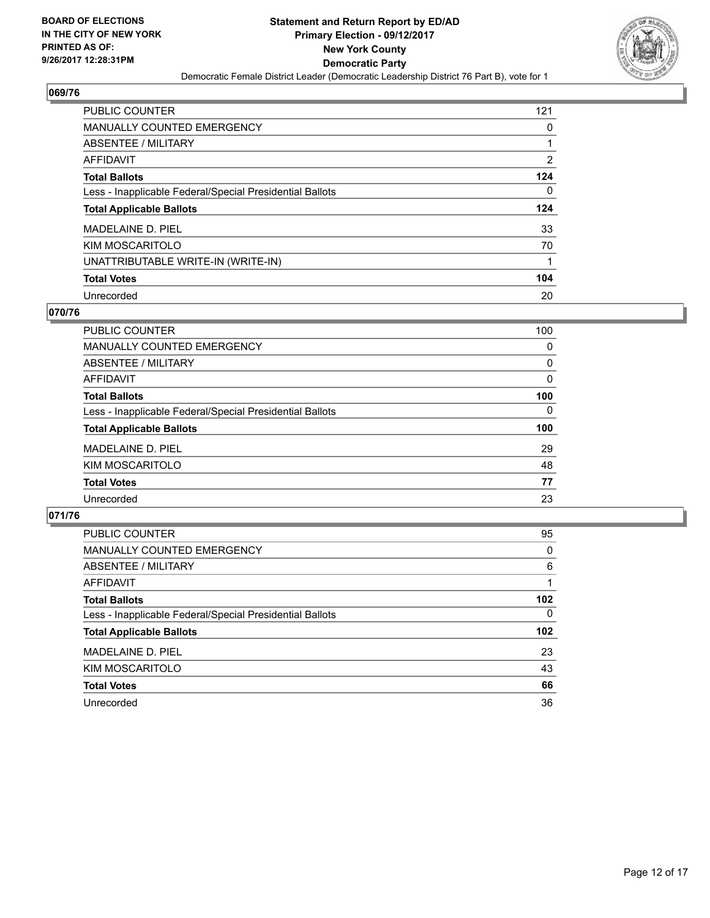**BOARD OF ELECTIONS IN THE CITY OF NEW YORK PRINTED AS OF: 9/26/2017 12:28:31PM**

**Statement and Return Report by ED/AD Primary Election - 09/12/2017 New York County Democratic Party**

Democratic Female District Leader (Democratic Leadership District 76 Part B), vote for 1

## 069/76

| | |
|---|---|
| PUBLIC COUNTER | 121 |
| MANUALLY COUNTED EMERGENCY | 0 |
| ABSENTEE / MILITARY | 1 |
| AFFIDAVIT | 2 |
| **Total Ballots** | **124** |
| Less - Inapplicable Federal/Special Presidential Ballots | 0 |
| **Total Applicable Ballots** | **124** |
| MADELAINE D. PIEL | 33 |
| KIM MOSCARITOLO | 70 |
| UNATTRIBUTABLE WRITE-IN (WRITE-IN) | 1 |
| **Total Votes** | **104** |
| Unrecorded | 20 |

## 070/76

| | |
|---|---|
| PUBLIC COUNTER | 100 |
| MANUALLY COUNTED EMERGENCY | 0 |
| ABSENTEE / MILITARY | 0 |
| AFFIDAVIT | 0 |
| **Total Ballots** | **100** |
| Less - Inapplicable Federal/Special Presidential Ballots | 0 |
| **Total Applicable Ballots** | **100** |
| MADELAINE D. PIEL | 29 |
| KIM MOSCARITOLO | 48 |
| **Total Votes** | **77** |
| Unrecorded | 23 |

## 071/76

| | |
|---|---|
| PUBLIC COUNTER | 95 |
| MANUALLY COUNTED EMERGENCY | 0 |
| ABSENTEE / MILITARY | 6 |
| AFFIDAVIT | 1 |
| **Total Ballots** | **102** |
| Less - Inapplicable Federal/Special Presidential Ballots | 0 |
| **Total Applicable Ballots** | **102** |
| MADELAINE D. PIEL | 23 |
| KIM MOSCARITOLO | 43 |
| **Total Votes** | **66** |
| Unrecorded | 36 |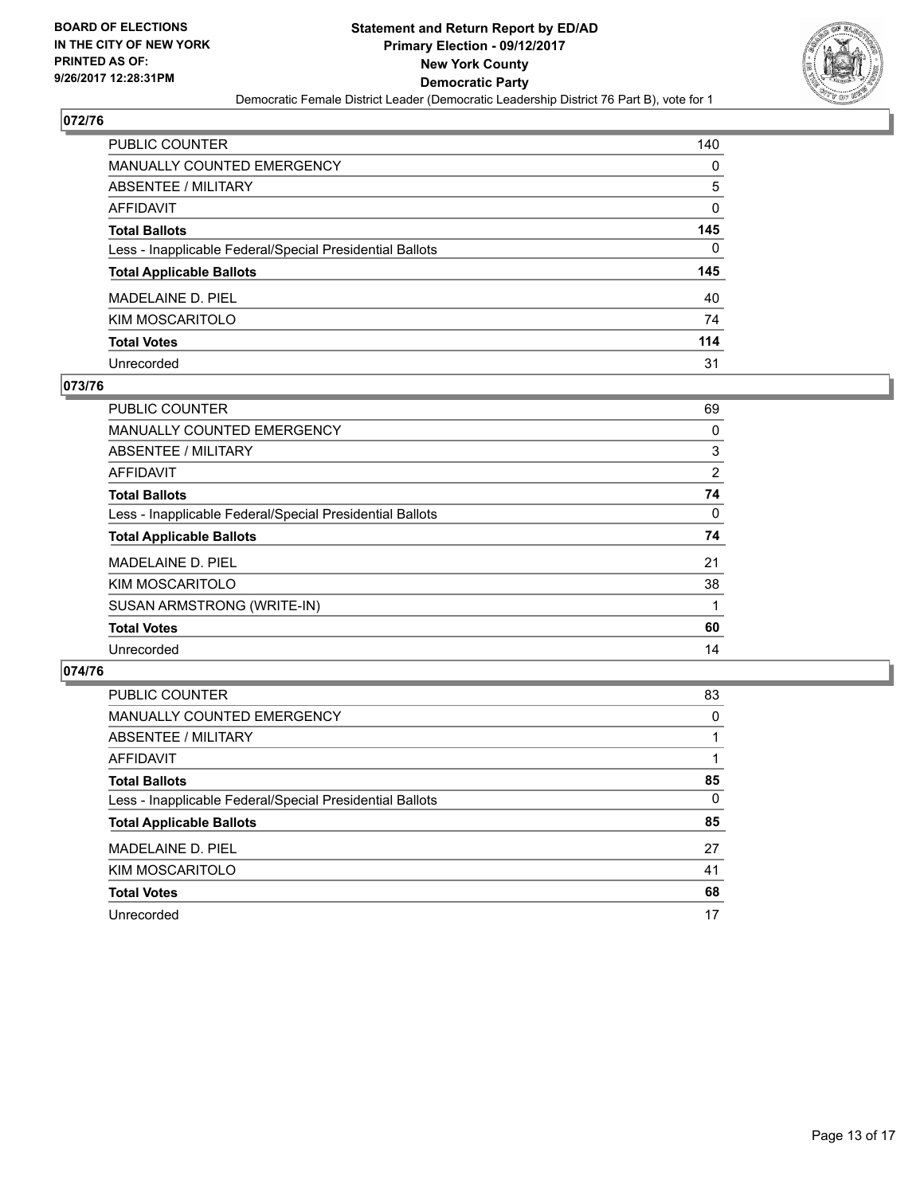**BOARD OF ELECTIONS IN THE CITY OF NEW YORK PRINTED AS OF: 9/26/2017 12:28:31PM**

**Statement and Return Report by ED/AD Primary Election - 09/12/2017 New York County Democratic Party**

Democratic Female District Leader (Democratic Leadership District 76 Part B), vote for 1

## 072/76

| | |
|---|---|
| PUBLIC COUNTER | 140 |
| MANUALLY COUNTED EMERGENCY | 0 |
| ABSENTEE / MILITARY | 5 |
| AFFIDAVIT | 0 |
| **Total Ballots** | **145** |
| Less - Inapplicable Federal/Special Presidential Ballots | 0 |
| **Total Applicable Ballots** | **145** |
| MADELAINE D. PIEL | 40 |
| KIM MOSCARITOLO | 74 |
| **Total Votes** | **114** |
| Unrecorded | 31 |

## 073/76

| | |
|---|---|
| PUBLIC COUNTER | 69 |
| MANUALLY COUNTED EMERGENCY | 0 |
| ABSENTEE / MILITARY | 3 |
| AFFIDAVIT | 2 |
| **Total Ballots** | **74** |
| Less - Inapplicable Federal/Special Presidential Ballots | 0 |
| **Total Applicable Ballots** | **74** |
| MADELAINE D. PIEL | 21 |
| KIM MOSCARITOLO | 38 |
| SUSAN ARMSTRONG (WRITE-IN) | 1 |
| **Total Votes** | **60** |
| Unrecorded | 14 |

## 074/76

| | |
|---|---|
| PUBLIC COUNTER | 83 |
| MANUALLY COUNTED EMERGENCY | 0 |
| ABSENTEE / MILITARY | 1 |
| AFFIDAVIT | 1 |
| **Total Ballots** | **85** |
| Less - Inapplicable Federal/Special Presidential Ballots | 0 |
| **Total Applicable Ballots** | **85** |
| MADELAINE D. PIEL | 27 |
| KIM MOSCARITOLO | 41 |
| **Total Votes** | **68** |
| Unrecorded | 17 |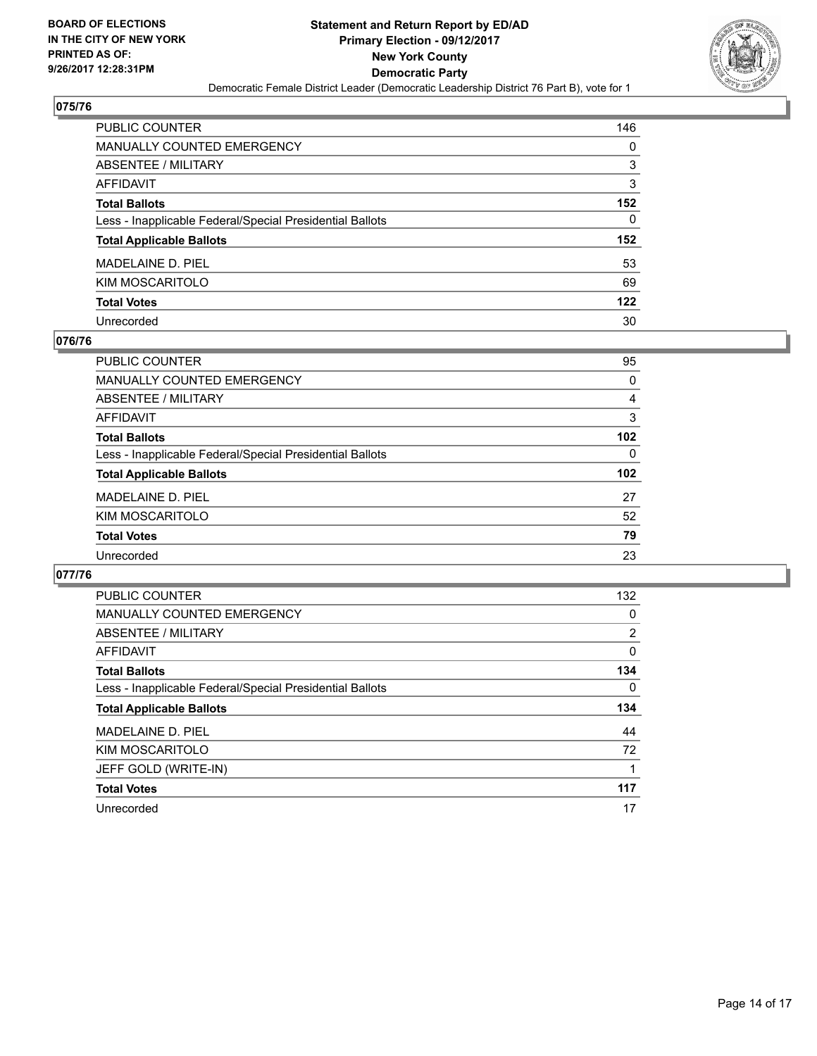BOARD OF ELECTIONS
IN THE CITY OF NEW YORK
PRINTED AS OF:
9/26/2017 12:28:31PM

**Statement and Return Report by ED/AD**
**Primary Election - 09/12/2017**
**New York County**
**Democratic Party**
Democratic Female District Leader (Democratic Leadership District 76 Part B), vote for 1

## 075/76

| | |
|---|---|
| PUBLIC COUNTER | 146 |
| MANUALLY COUNTED EMERGENCY | 0 |
| ABSENTEE / MILITARY | 3 |
| AFFIDAVIT | 3 |
| **Total Ballots** | **152** |
| Less - Inapplicable Federal/Special Presidential Ballots | 0 |
| **Total Applicable Ballots** | **152** |
| MADELAINE D. PIEL | 53 |
| KIM MOSCARITOLO | 69 |
| **Total Votes** | **122** |
| Unrecorded | 30 |

## 076/76

| | |
|---|---|
| PUBLIC COUNTER | 95 |
| MANUALLY COUNTED EMERGENCY | 0 |
| ABSENTEE / MILITARY | 4 |
| AFFIDAVIT | 3 |
| **Total Ballots** | **102** |
| Less - Inapplicable Federal/Special Presidential Ballots | 0 |
| **Total Applicable Ballots** | **102** |
| MADELAINE D. PIEL | 27 |
| KIM MOSCARITOLO | 52 |
| **Total Votes** | **79** |
| Unrecorded | 23 |

## 077/76

| | |
|---|---|
| PUBLIC COUNTER | 132 |
| MANUALLY COUNTED EMERGENCY | 0 |
| ABSENTEE / MILITARY | 2 |
| AFFIDAVIT | 0 |
| **Total Ballots** | **134** |
| Less - Inapplicable Federal/Special Presidential Ballots | 0 |
| **Total Applicable Ballots** | **134** |
| MADELAINE D. PIEL | 44 |
| KIM MOSCARITOLO | 72 |
| JEFF GOLD (WRITE-IN) | 1 |
| **Total Votes** | **117** |
| Unrecorded | 17 |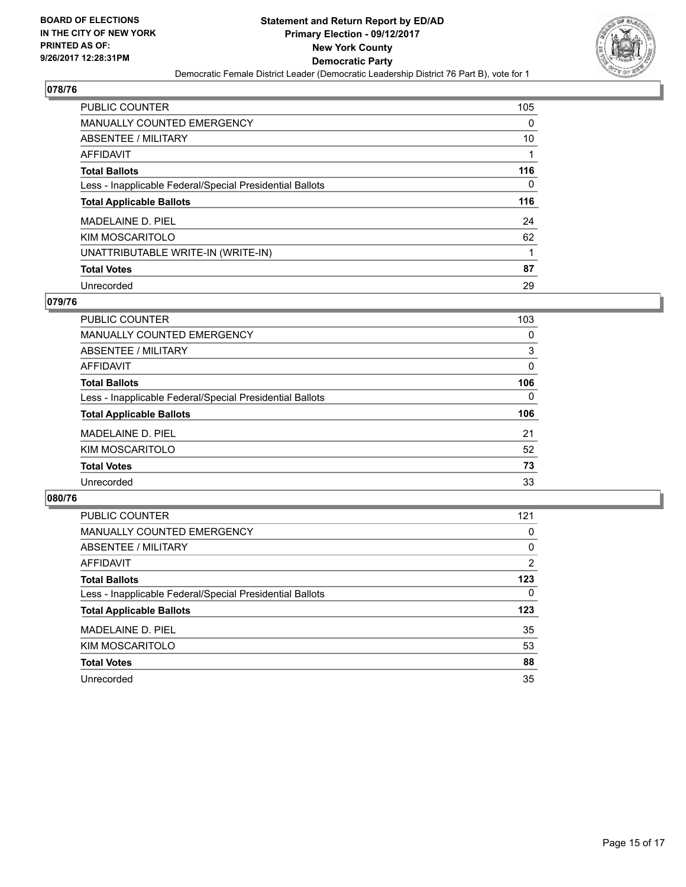**BOARD OF ELECTIONS IN THE CITY OF NEW YORK PRINTED AS OF: 9/26/2017 12:28:31PM**

**Statement and Return Report by ED/AD**
**Primary Election - 09/12/2017**
**New York County**
**Democratic Party**
Democratic Female District Leader (Democratic Leadership District 76 Part B), vote for 1

## 078/76

| | |
|---|---|
| PUBLIC COUNTER | 105 |
| MANUALLY COUNTED EMERGENCY | 0 |
| ABSENTEE / MILITARY | 10 |
| AFFIDAVIT | 1 |
| **Total Ballots** | **116** |
| Less - Inapplicable Federal/Special Presidential Ballots | 0 |
| **Total Applicable Ballots** | **116** |
| MADELAINE D. PIEL | 24 |
| KIM MOSCARITOLO | 62 |
| UNATTRIBUTABLE WRITE-IN (WRITE-IN) | 1 |
| **Total Votes** | **87** |
| Unrecorded | 29 |

## 079/76

| | |
|---|---|
| PUBLIC COUNTER | 103 |
| MANUALLY COUNTED EMERGENCY | 0 |
| ABSENTEE / MILITARY | 3 |
| AFFIDAVIT | 0 |
| **Total Ballots** | **106** |
| Less - Inapplicable Federal/Special Presidential Ballots | 0 |
| **Total Applicable Ballots** | **106** |
| MADELAINE D. PIEL | 21 |
| KIM MOSCARITOLO | 52 |
| **Total Votes** | **73** |
| Unrecorded | 33 |

## 080/76

| | |
|---|---|
| PUBLIC COUNTER | 121 |
| MANUALLY COUNTED EMERGENCY | 0 |
| ABSENTEE / MILITARY | 0 |
| AFFIDAVIT | 2 |
| **Total Ballots** | **123** |
| Less - Inapplicable Federal/Special Presidential Ballots | 0 |
| **Total Applicable Ballots** | **123** |
| MADELAINE D. PIEL | 35 |
| KIM MOSCARITOLO | 53 |
| **Total Votes** | **88** |
| Unrecorded | 35 |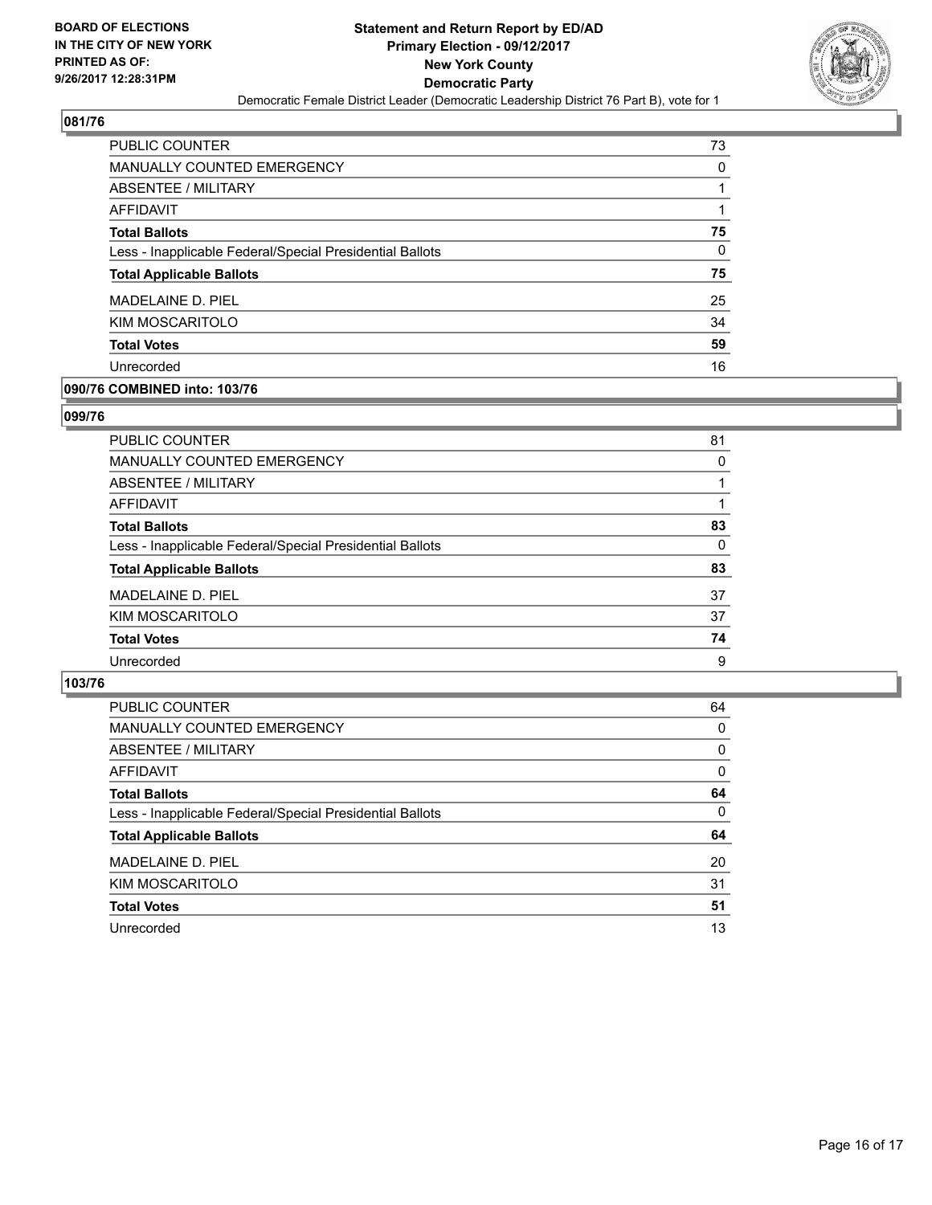**BOARD OF ELECTIONS IN THE CITY OF NEW YORK PRINTED AS OF: 9/26/2017 12:28:31PM**

**Statement and Return Report by ED/AD**
**Primary Election - 09/12/2017**
**New York County**
**Democratic Party**
Democratic Female District Leader (Democratic Leadership District 76 Part B), vote for 1

### 081/76

| | |
|---|---|
| PUBLIC COUNTER | 73 |
| MANUALLY COUNTED EMERGENCY | 0 |
| ABSENTEE / MILITARY | 1 |
| AFFIDAVIT | 1 |
| **Total Ballots** | **75** |
| Less - Inapplicable Federal/Special Presidential Ballots | 0 |
| **Total Applicable Ballots** | **75** |
| MADELAINE D. PIEL | 25 |
| KIM MOSCARITOLO | 34 |
| **Total Votes** | **59** |
| Unrecorded | 16 |

### 090/76 COMBINED into: 103/76

### 099/76

| | |
|---|---|
| PUBLIC COUNTER | 81 |
| MANUALLY COUNTED EMERGENCY | 0 |
| ABSENTEE / MILITARY | 1 |
| AFFIDAVIT | 1 |
| **Total Ballots** | **83** |
| Less - Inapplicable Federal/Special Presidential Ballots | 0 |
| **Total Applicable Ballots** | **83** |
| MADELAINE D. PIEL | 37 |
| KIM MOSCARITOLO | 37 |
| **Total Votes** | **74** |
| Unrecorded | 9 |

### 103/76

| | |
|---|---|
| PUBLIC COUNTER | 64 |
| MANUALLY COUNTED EMERGENCY | 0 |
| ABSENTEE / MILITARY | 0 |
| AFFIDAVIT | 0 |
| **Total Ballots** | **64** |
| Less - Inapplicable Federal/Special Presidential Ballots | 0 |
| **Total Applicable Ballots** | **64** |
| MADELAINE D. PIEL | 20 |
| KIM MOSCARITOLO | 31 |
| **Total Votes** | **51** |
| Unrecorded | 13 |